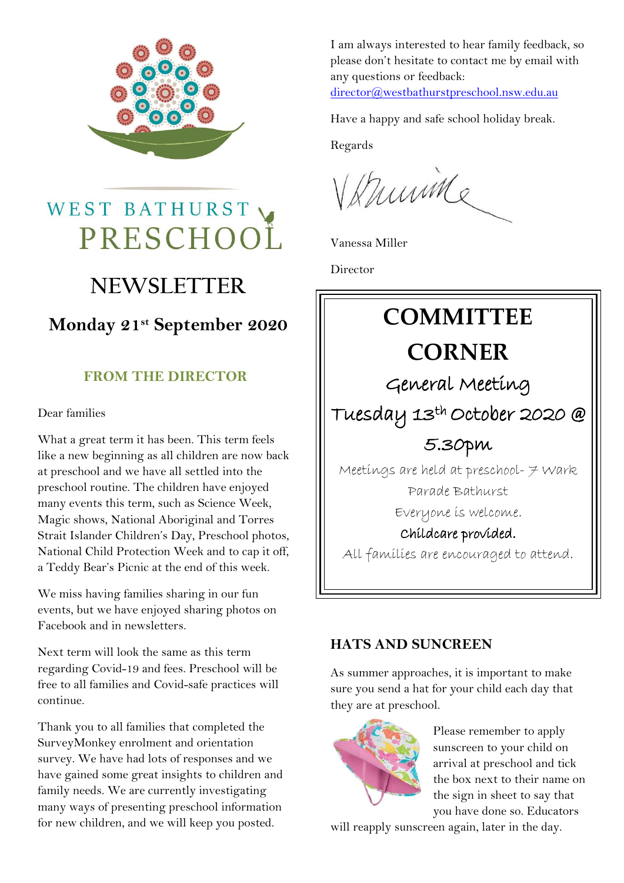WEST BATHURST PRESCHOOL

# NEWSLETTER

## Monday 21st September 2020

### FROM THE DIRECTOR

Dear families

What a great term it has been. This term feels like a new beginning as all children are now back at preschool and we have all settled into the preschool routine. The children have enjoyed many events this term, such as Science Week, Magic shows, National Aboriginal and Torres Strait Islander Children's Day, Preschool photos, National Child Protection Week and to cap it off, a Teddy Bear's Picnic at the end of this week.

We miss having families sharing in our fun events, but we have enjoyed sharing photos on Facebook and in newsletters.

Next term will look the same as this term regarding Covid-19 and fees. Preschool will be free to all families and Covid-safe practices will continue.

Thank you to all families that completed the SurveyMonkey enrolment and orientation survey. We have had lots of responses and we have gained some great insights to children and family needs. We are currently investigating many ways of presenting preschool information for new children, and we will keep you posted.

I am always interested to hear family feedback, so please don't hesitate to contact me by email with any questions or feedback: director@westbathurstpreschool.nsw.edu.au

Have a happy and safe school holiday break.

Regards

Vanessa Miller

Director

## COMMITTEE CORNER

General Meeting

Tuesday 13th October 2020 @ 5.30pm

Meetings are held at preschool- 7 Wark Parade Bathurst

Everyone is welcome.

**Childcare provided.**

All families are encouraged to attend.

### HATS AND SUNCREEN

As summer approaches, it is important to make sure you send a hat for your child each day that they are at preschool.

Please remember to apply sunscreen to your child on arrival at preschool and tick the box next to their name on the sign in sheet to say that you have done so. Educators will reapply sunscreen again, later in the day.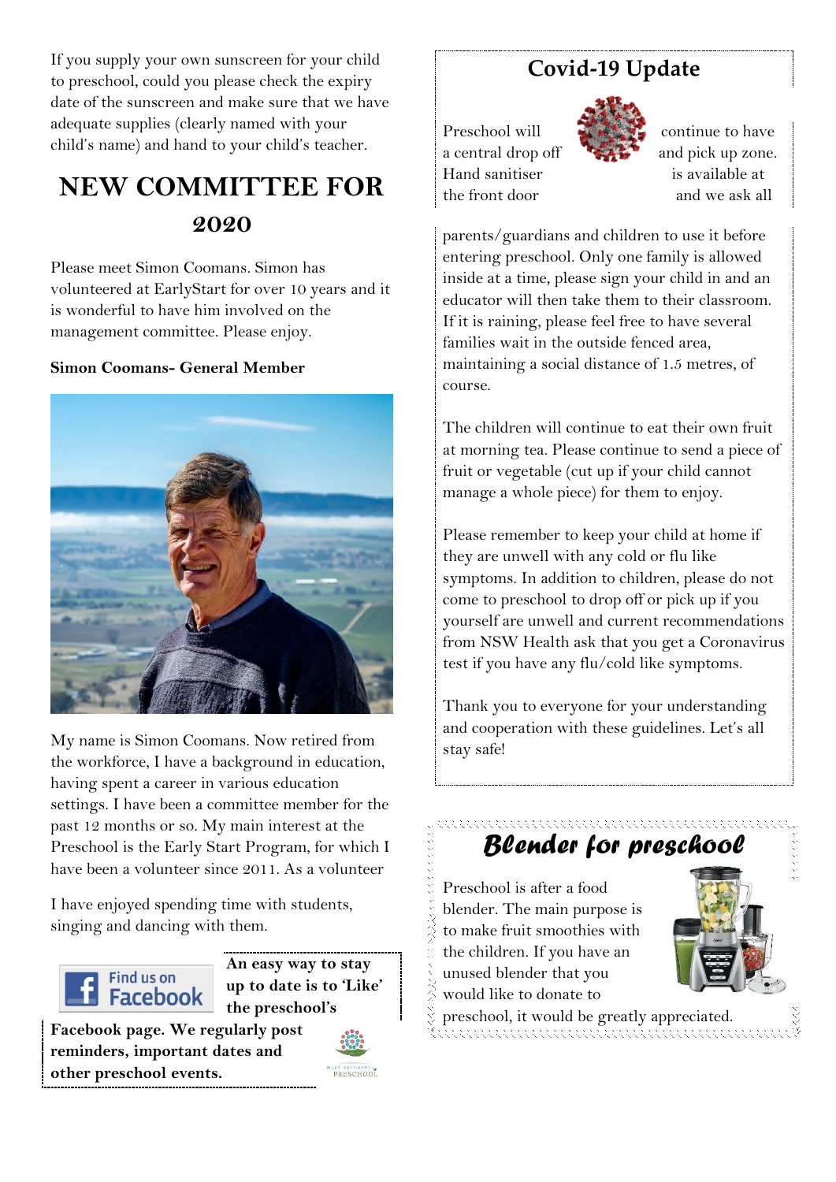If you supply your own sunscreen for your child to preschool, could you please check the expiry date of the sunscreen and make sure that we have adequate supplies (clearly named with your child's name) and hand to your child's teacher.

# NEW COMMITTEE FOR 2020

Please meet Simon Coomans. Simon has volunteered at EarlyStart for over 10 years and it is wonderful to have him involved on the management committee. Please enjoy.

**Simon Coomans- General Member**

My name is Simon Coomans. Now retired from the workforce, I have a background in education, having spent a career in various education settings. I have been a committee member for the past 12 months or so. My main interest at the Preschool is the Early Start Program, for which I have been a volunteer since 2011. As a volunteer

I have enjoyed spending time with students, singing and dancing with them.

**An easy way to stay up to date is to 'Like' the preschool's Facebook page. We regularly post reminders, important dates and other preschool events.**

## Covid-19 Update

Preschool will continue to have a central drop off and pick up zone. Hand sanitiser is available at the front door and we ask all parents/guardians and children to use it before entering preschool. Only one family is allowed inside at a time, please sign your child in and an educator will then take them to their classroom. If it is raining, please feel free to have several families wait in the outside fenced area, maintaining a social distance of 1.5 metres, of course.

The children will continue to eat their own fruit at morning tea. Please continue to send a piece of fruit or vegetable (cut up if your child cannot manage a whole piece) for them to enjoy.

Please remember to keep your child at home if they are unwell with any cold or flu like symptoms. In addition to children, please do not come to preschool to drop off or pick up if you yourself are unwell and current recommendations from NSW Health ask that you get a Coronavirus test if you have any flu/cold like symptoms.

Thank you to everyone for your understanding and cooperation with these guidelines. Let's all stay safe!

## *Blender for preschool*

Preschool is after a food blender. The main purpose is to make fruit smoothies with the children. If you have an unused blender that you would like to donate to preschool, it would be greatly appreciated.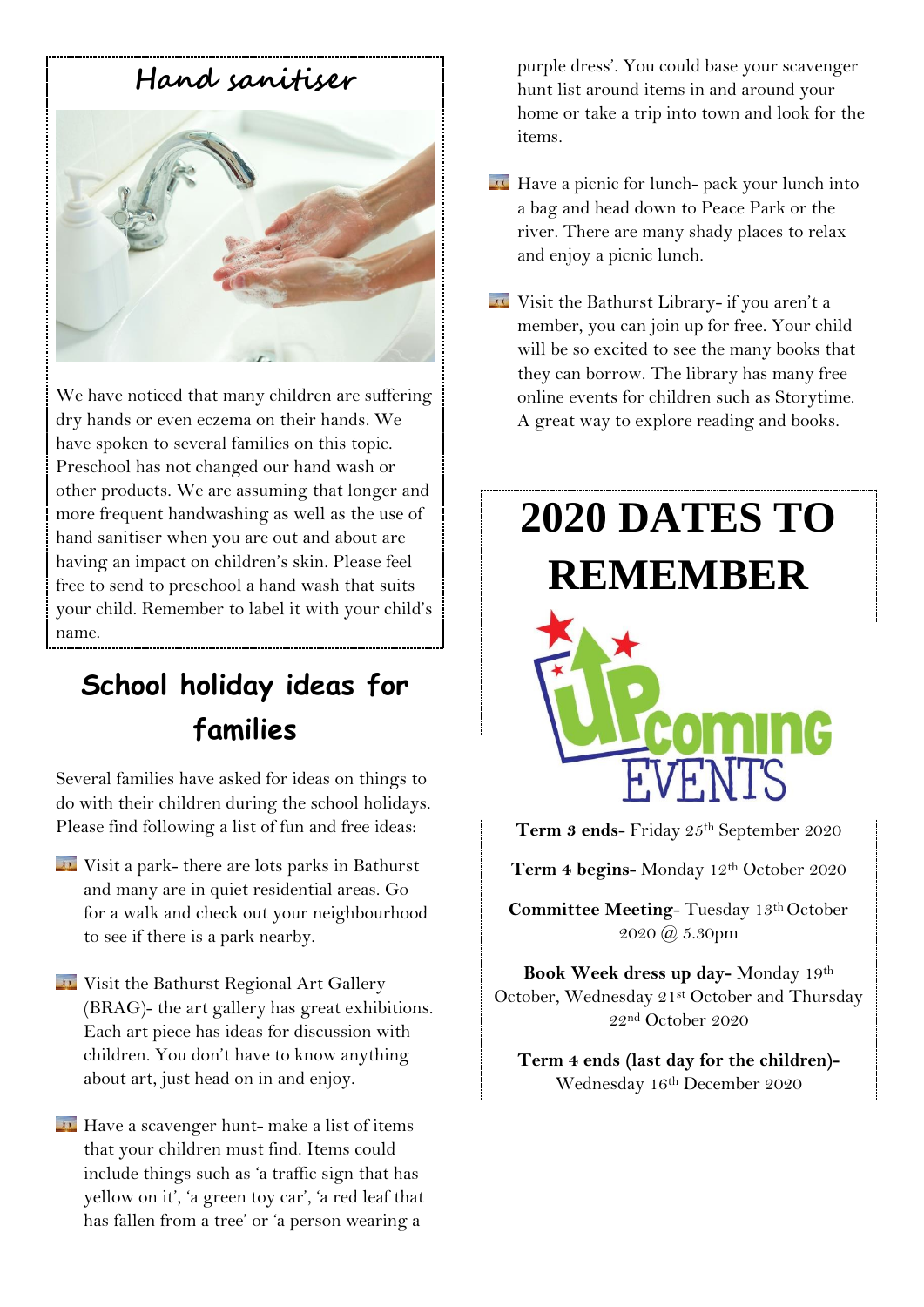## Hand sanitiser

We have noticed that many children are suffering dry hands or even eczema on their hands. We have spoken to several families on this topic. Preschool has not changed our hand wash or other products. We are assuming that longer and more frequent handwashing as well as the use of hand sanitiser when you are out and about are having an impact on children's skin. Please feel free to send to preschool a hand wash that suits your child. Remember to label it with your child's name.

## School holiday ideas for families

Several families have asked for ideas on things to do with their children during the school holidays. Please find following a list of fun and free ideas:

- Visit a park- there are lots parks in Bathurst and many are in quiet residential areas. Go for a walk and check out your neighbourhood to see if there is a park nearby.
- Visit the Bathurst Regional Art Gallery (BRAG)- the art gallery has great exhibitions. Each art piece has ideas for discussion with children. You don't have to know anything about art, just head on in and enjoy.
- Have a scavenger hunt- make a list of items that your children must find. Items could include things such as 'a traffic sign that has yellow on it', 'a green toy car', 'a red leaf that has fallen from a tree' or 'a person wearing a purple dress'. You could base your scavenger hunt list around items in and around your home or take a trip into town and look for the items.
- Have a picnic for lunch- pack your lunch into a bag and head down to Peace Park or the river. There are many shady places to relax and enjoy a picnic lunch.
- Visit the Bathurst Library- if you aren't a member, you can join up for free. Your child will be so excited to see the many books that they can borrow. The library has many free online events for children such as Storytime. A great way to explore reading and books.

# 2020 DATES TO REMEMBER

**Term 3 ends**- Friday 25th September 2020

**Term 4 begins**- Monday 12th October 2020

**Committee Meeting**- Tuesday 13th October 2020 @ 5.30pm

**Book Week dress up day-** Monday 19th October, Wednesday 21st October and Thursday 22nd October 2020

**Term 4 ends (last day for the children)-** Wednesday 16th December 2020